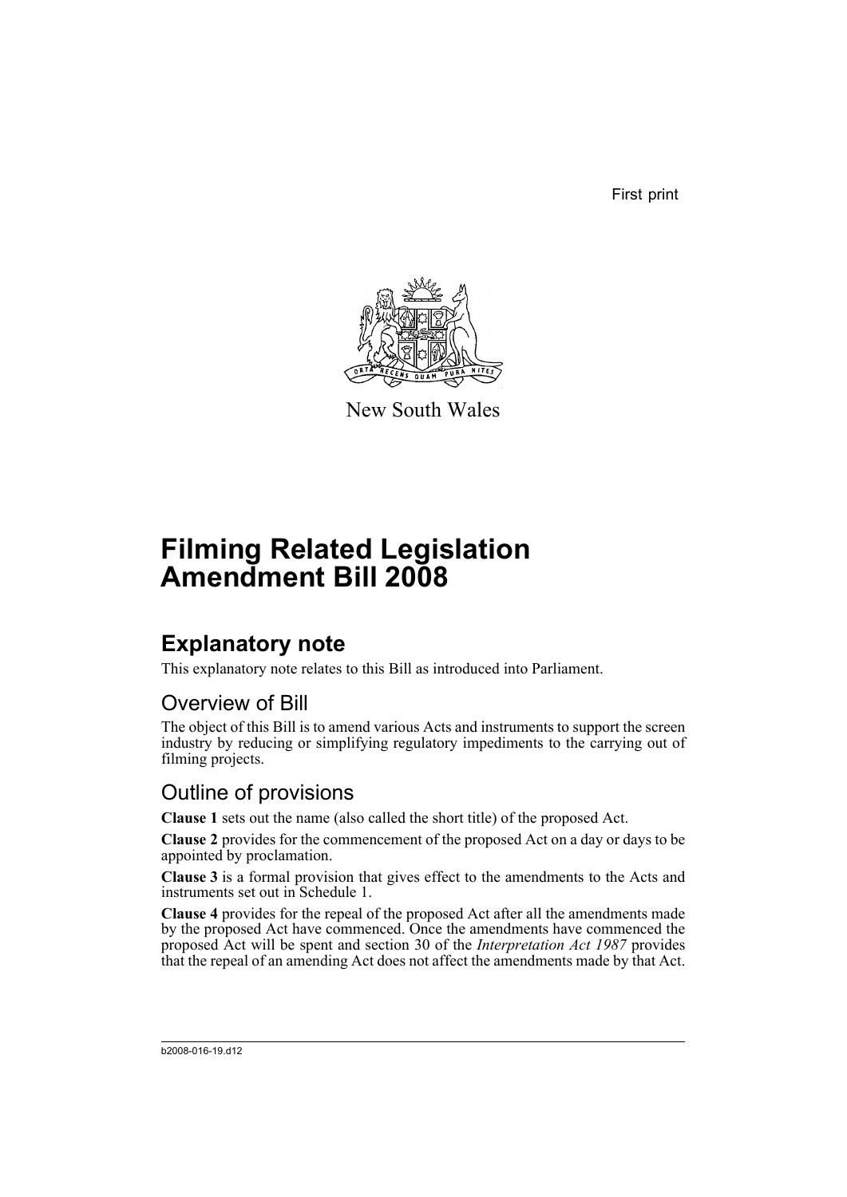First print

New South Wales

# Filming Related Legislation Amendment Bill 2008

## Explanatory note

This explanatory note relates to this Bill as introduced into Parliament.

### Overview of Bill

The object of this Bill is to amend various Acts and instruments to support the screen industry by reducing or simplifying regulatory impediments to the carrying out of filming projects.

### Outline of provisions

**Clause 1** sets out the name (also called the short title) of the proposed Act.

**Clause 2** provides for the commencement of the proposed Act on a day or days to be appointed by proclamation.

**Clause 3** is a formal provision that gives effect to the amendments to the Acts and instruments set out in Schedule 1.

**Clause 4** provides for the repeal of the proposed Act after all the amendments made by the proposed Act have commenced. Once the amendments have commenced the proposed Act will be spent and section 30 of the *Interpretation Act 1987* provides that the repeal of an amending Act does not affect the amendments made by that Act.

b2008-016-19.d12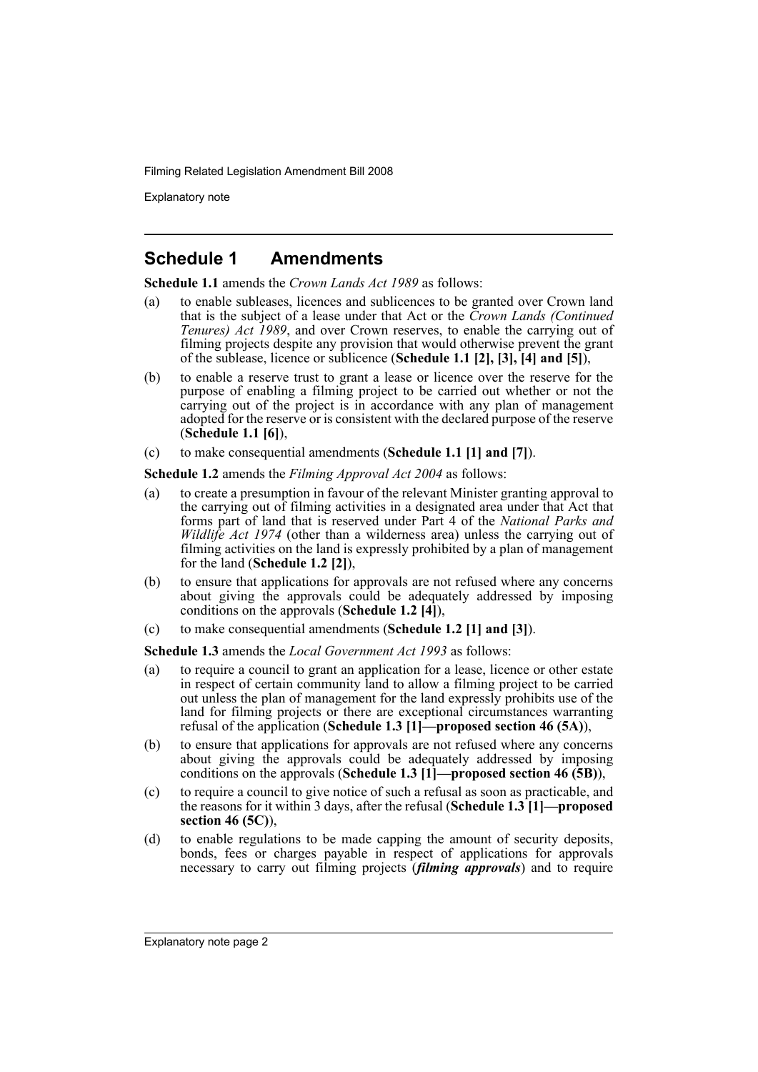## Schedule 1 Amendments

**Schedule 1.1** amends the *Crown Lands Act 1989* as follows:

(a) to enable subleases, licences and sublicences to be granted over Crown land that is the subject of a lease under that Act or the *Crown Lands (Continued Tenures) Act 1989*, and over Crown reserves, to enable the carrying out of filming projects despite any provision that would otherwise prevent the grant of the sublease, licence or sublicence (**Schedule 1.1 [2], [3], [4] and [5]**),

(b) to enable a reserve trust to grant a lease or licence over the reserve for the purpose of enabling a filming project to be carried out whether or not the carrying out of the project is in accordance with any plan of management adopted for the reserve or is consistent with the declared purpose of the reserve (**Schedule 1.1 [6]**),

(c) to make consequential amendments (**Schedule 1.1 [1] and [7]**).

**Schedule 1.2** amends the *Filming Approval Act 2004* as follows:

(a) to create a presumption in favour of the relevant Minister granting approval to the carrying out of filming activities in a designated area under that Act that forms part of land that is reserved under Part 4 of the *National Parks and Wildlife Act 1974* (other than a wilderness area) unless the carrying out of filming activities on the land is expressly prohibited by a plan of management for the land (**Schedule 1.2 [2]**),

(b) to ensure that applications for approvals are not refused where any concerns about giving the approvals could be adequately addressed by imposing conditions on the approvals (**Schedule 1.2 [4]**),

(c) to make consequential amendments (**Schedule 1.2 [1] and [3]**).

**Schedule 1.3** amends the *Local Government Act 1993* as follows:

(a) to require a council to grant an application for a lease, licence or other estate in respect of certain community land to allow a filming project to be carried out unless the plan of management for the land expressly prohibits use of the land for filming projects or there are exceptional circumstances warranting refusal of the application (**Schedule 1.3 [1]—proposed section 46 (5A)**),

(b) to ensure that applications for approvals are not refused where any concerns about giving the approvals could be adequately addressed by imposing conditions on the approvals (**Schedule 1.3 [1]—proposed section 46 (5B)**),

(c) to require a council to give notice of such a refusal as soon as practicable, and the reasons for it within 3 days, after the refusal (**Schedule 1.3 [1]—proposed section 46 (5C)**),

(d) to enable regulations to be made capping the amount of security deposits, bonds, fees or charges payable in respect of applications for approvals necessary to carry out filming projects (***filming approvals***) and to require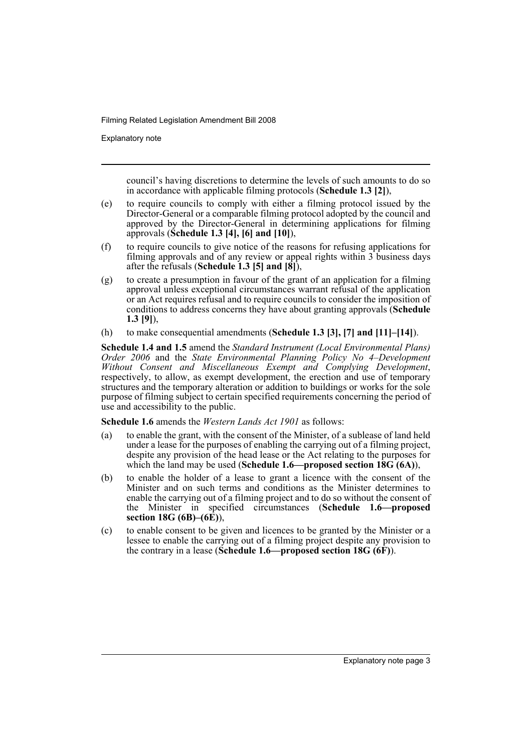council's having discretions to determine the levels of such amounts to do so in accordance with applicable filming protocols (**Schedule 1.3 [2]**),

(e) to require councils to comply with either a filming protocol issued by the Director-General or a comparable filming protocol adopted by the council and approved by the Director-General in determining applications for filming approvals (**Schedule 1.3 [4], [6] and [10]**),

(f) to require councils to give notice of the reasons for refusing applications for filming approvals and of any review or appeal rights within 3 business days after the refusals (**Schedule 1.3 [5] and [8]**),

(g) to create a presumption in favour of the grant of an application for a filming approval unless exceptional circumstances warrant refusal of the application or an Act requires refusal and to require councils to consider the imposition of conditions to address concerns they have about granting approvals (**Schedule 1.3 [9]**),

(h) to make consequential amendments (**Schedule 1.3 [3], [7] and [11]–[14]**).

**Schedule 1.4 and 1.5** amend the *Standard Instrument (Local Environmental Plans) Order 2006* and the *State Environmental Planning Policy No 4–Development Without Consent and Miscellaneous Exempt and Complying Development*, respectively, to allow, as exempt development, the erection and use of temporary structures and the temporary alteration or addition to buildings or works for the sole purpose of filming subject to certain specified requirements concerning the period of use and accessibility to the public.

**Schedule 1.6** amends the *Western Lands Act 1901* as follows:

(a) to enable the grant, with the consent of the Minister, of a sublease of land held under a lease for the purposes of enabling the carrying out of a filming project, despite any provision of the head lease or the Act relating to the purposes for which the land may be used (**Schedule 1.6—proposed section 18G (6A)**),

(b) to enable the holder of a lease to grant a licence with the consent of the Minister and on such terms and conditions as the Minister determines to enable the carrying out of a filming project and to do so without the consent of the Minister in specified circumstances (**Schedule 1.6—proposed section 18G (6B)–(6E)**),

(c) to enable consent to be given and licences to be granted by the Minister or a lessee to enable the carrying out of a filming project despite any provision to the contrary in a lease (**Schedule 1.6—proposed section 18G (6F)**).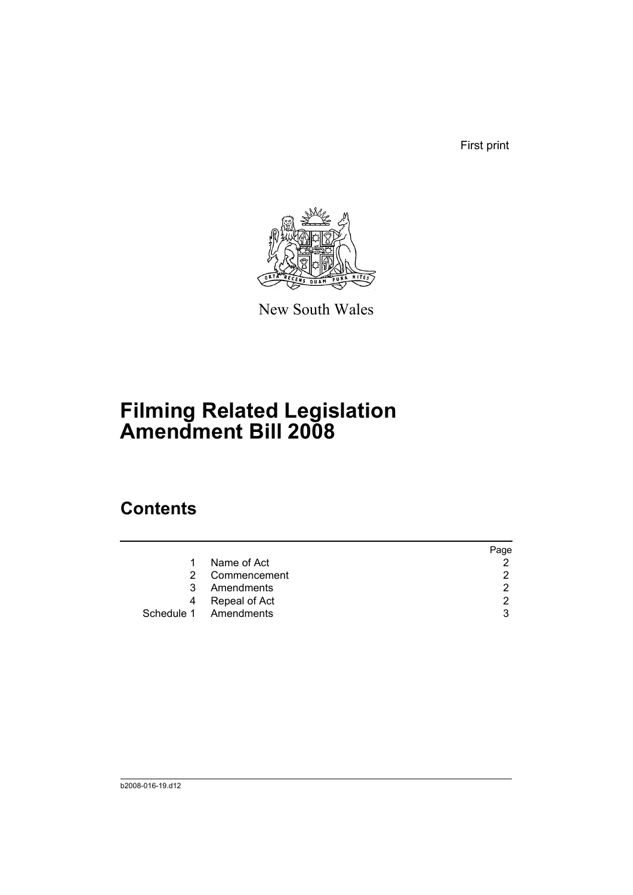First print

New South Wales

# Filming Related Legislation Amendment Bill 2008

## Contents

| | | Page |
|---|---|---|
| 1 | Name of Act | 2 |
| 2 | Commencement | 2 |
| 3 | Amendments | 2 |
| 4 | Repeal of Act | 2 |
| Schedule 1 | Amendments | 3 |

b2008-016-19.d12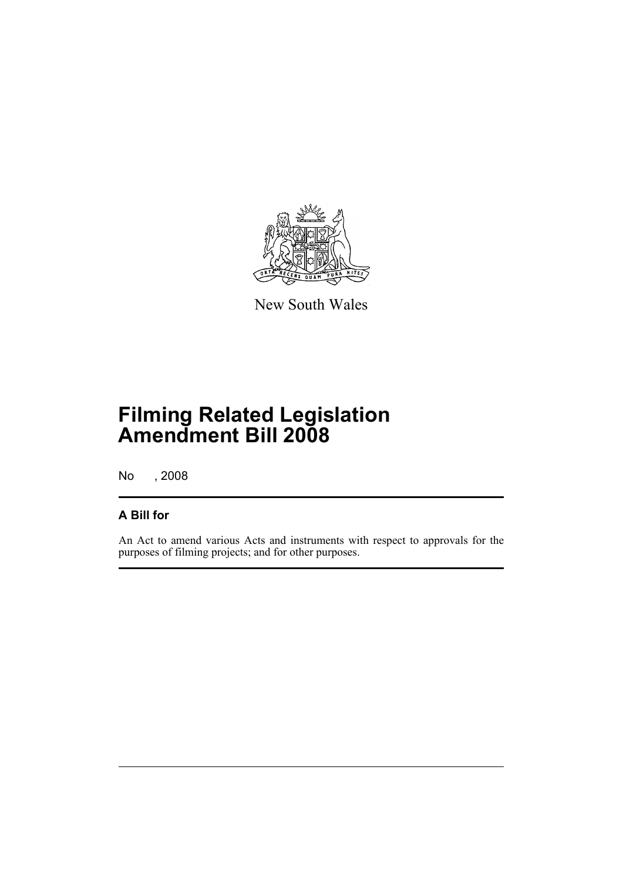New South Wales

# Filming Related Legislation Amendment Bill 2008

No , 2008

## A Bill for

An Act to amend various Acts and instruments with respect to approvals for the purposes of filming projects; and for other purposes.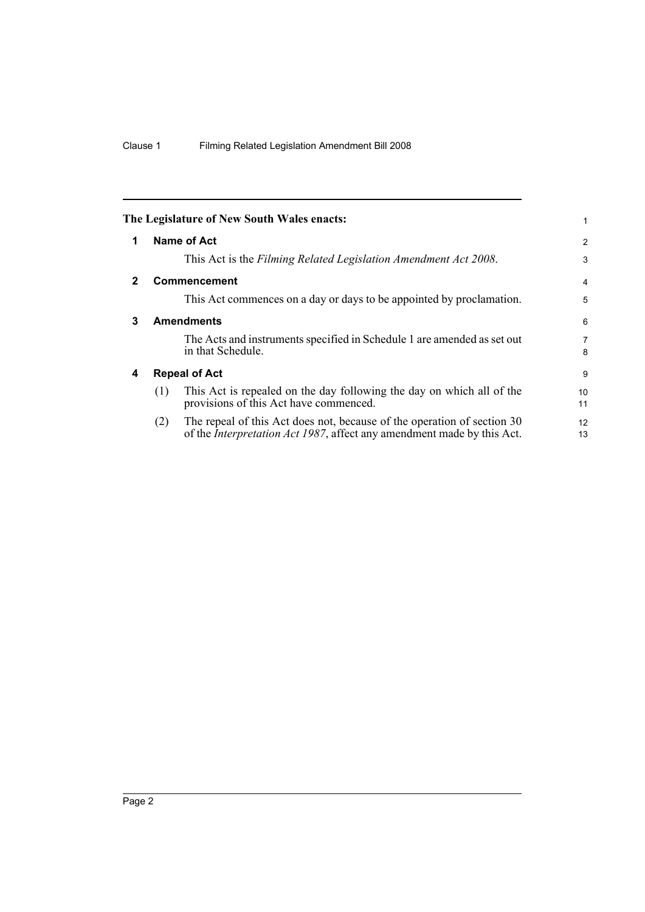**The Legislature of New South Wales enacts:**

## 1 Name of Act

This Act is the *Filming Related Legislation Amendment Act 2008*.

## 2 Commencement

This Act commences on a day or days to be appointed by proclamation.

## 3 Amendments

The Acts and instruments specified in Schedule 1 are amended as set out in that Schedule.

## 4 Repeal of Act

(1) This Act is repealed on the day following the day on which all of the provisions of this Act have commenced.

(2) The repeal of this Act does not, because of the operation of section 30 of the *Interpretation Act 1987*, affect any amendment made by this Act.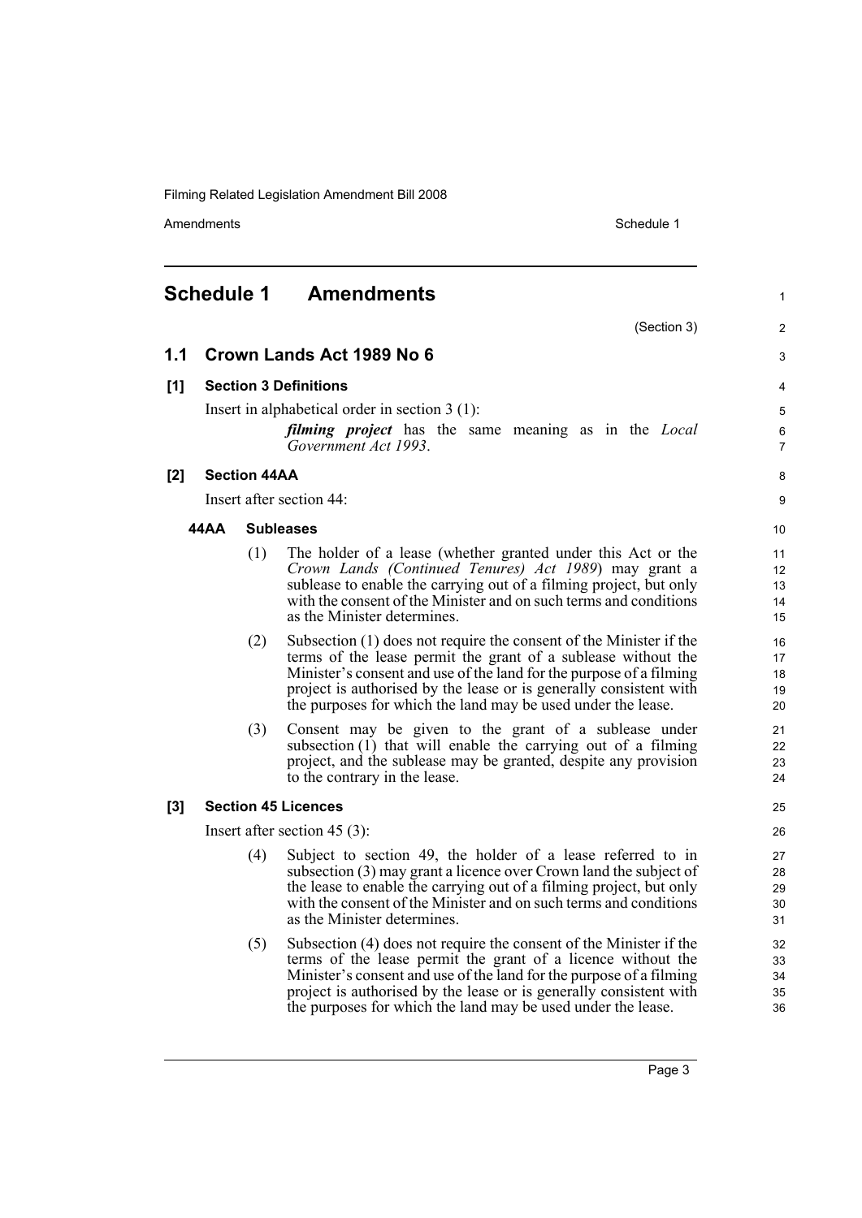# Schedule 1 Amendments

(Section 3)

## 1.1 Crown Lands Act 1989 No 6

### [1] Section 3 Definitions

Insert in alphabetical order in section 3 (1):

> ***filming project*** has the same meaning as in the *Local Government Act 1993*.

### [2] Section 44AA

Insert after section 44:

#### 44AA Subleases

(1) The holder of a lease (whether granted under this Act or the *Crown Lands (Continued Tenures) Act 1989*) may grant a sublease to enable the carrying out of a filming project, but only with the consent of the Minister and on such terms and conditions as the Minister determines.

(2) Subsection (1) does not require the consent of the Minister if the terms of the lease permit the grant of a sublease without the Minister's consent and use of the land for the purpose of a filming project is authorised by the lease or is generally consistent with the purposes for which the land may be used under the lease.

(3) Consent may be given to the grant of a sublease under subsection (1) that will enable the carrying out of a filming project, and the sublease may be granted, despite any provision to the contrary in the lease.

### [3] Section 45 Licences

Insert after section 45 (3):

(4) Subject to section 49, the holder of a lease referred to in subsection (3) may grant a licence over Crown land the subject of the lease to enable the carrying out of a filming project, but only with the consent of the Minister and on such terms and conditions as the Minister determines.

(5) Subsection (4) does not require the consent of the Minister if the terms of the lease permit the grant of a licence without the Minister's consent and use of the land for the purpose of a filming project is authorised by the lease or is generally consistent with the purposes for which the land may be used under the lease.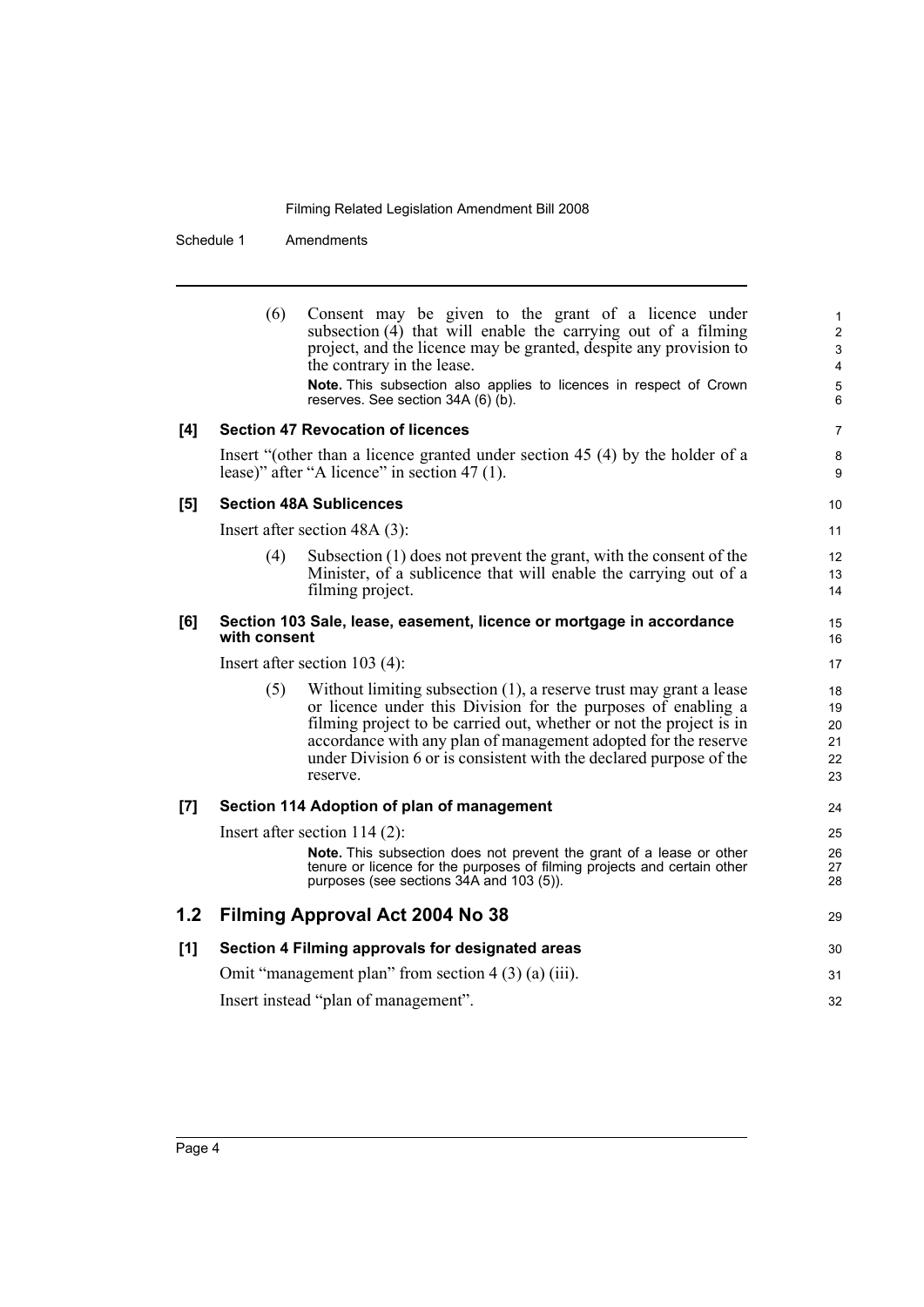(6) Consent may be given to the grant of a licence under subsection (4) that will enable the carrying out of a filming project, and the licence may be granted, despite any provision to the contrary in the lease.

**Note.** This subsection also applies to licences in respect of Crown reserves. See section 34A (6) (b).

**[4] Section 47 Revocation of licences**

Insert "(other than a licence granted under section 45 (4) by the holder of a lease)" after "A licence" in section 47 (1).

**[5] Section 48A Sublicences**

Insert after section 48A (3):

(4) Subsection (1) does not prevent the grant, with the consent of the Minister, of a sublicence that will enable the carrying out of a filming project.

**[6] Section 103 Sale, lease, easement, licence or mortgage in accordance with consent**

Insert after section 103 (4):

(5) Without limiting subsection (1), a reserve trust may grant a lease or licence under this Division for the purposes of enabling a filming project to be carried out, whether or not the project is in accordance with any plan of management adopted for the reserve under Division 6 or is consistent with the declared purpose of the reserve.

**[7] Section 114 Adoption of plan of management**

Insert after section 114 (2):

**Note.** This subsection does not prevent the grant of a lease or other tenure or licence for the purposes of filming projects and certain other purposes (see sections 34A and 103 (5)).

## 1.2 Filming Approval Act 2004 No 38

**[1] Section 4 Filming approvals for designated areas**

Omit "management plan" from section 4 (3) (a) (iii).

Insert instead "plan of management".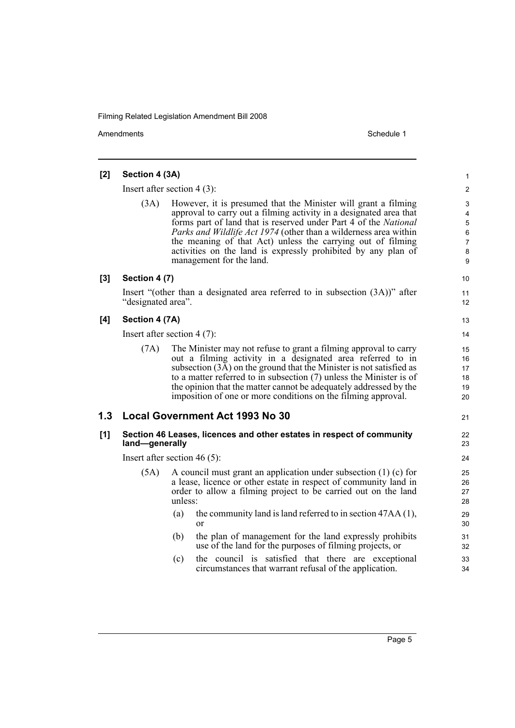**[2] Section 4 (3A)**

Insert after section 4 (3):

(3A) However, it is presumed that the Minister will grant a filming approval to carry out a filming activity in a designated area that forms part of land that is reserved under Part 4 of the *National Parks and Wildlife Act 1974* (other than a wilderness area within the meaning of that Act) unless the carrying out of filming activities on the land is expressly prohibited by any plan of management for the land.

**[3] Section 4 (7)**

Insert "(other than a designated area referred to in subsection (3A))" after "designated area".

**[4] Section 4 (7A)**

Insert after section 4 (7):

(7A) The Minister may not refuse to grant a filming approval to carry out a filming activity in a designated area referred to in subsection (3A) on the ground that the Minister is not satisfied as to a matter referred to in subsection (7) unless the Minister is of the opinion that the matter cannot be adequately addressed by the imposition of one or more conditions on the filming approval.

## 1.3 Local Government Act 1993 No 30

**[1] Section 46 Leases, licences and other estates in respect of community land—generally**

Insert after section 46 (5):

(5A) A council must grant an application under subsection (1) (c) for a lease, licence or other estate in respect of community land in order to allow a filming project to be carried out on the land unless:

(a) the community land is land referred to in section 47AA (1), or

(b) the plan of management for the land expressly prohibits use of the land for the purposes of filming projects, or

(c) the council is satisfied that there are exceptional circumstances that warrant refusal of the application.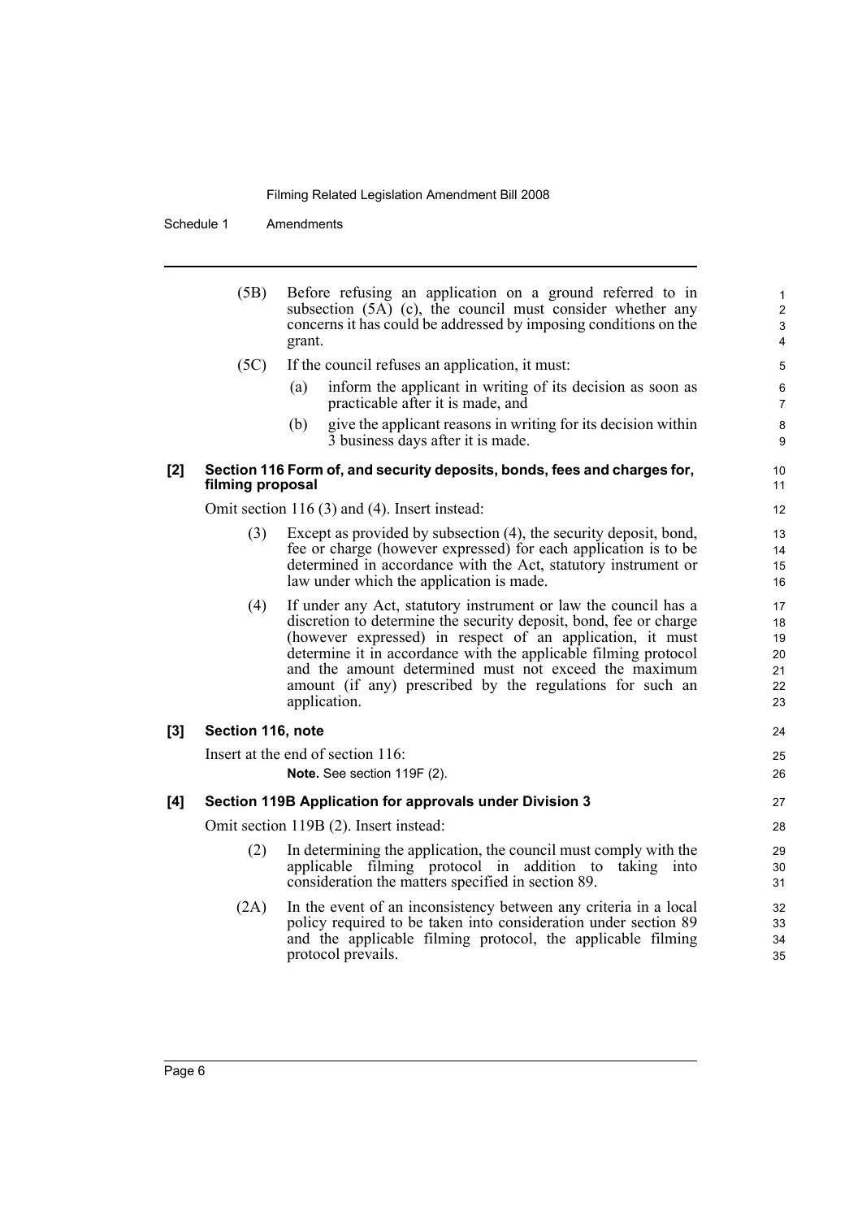(5B) Before refusing an application on a ground referred to in subsection (5A) (c), the council must consider whether any concerns it has could be addressed by imposing conditions on the grant.

(5C) If the council refuses an application, it must:

(a) inform the applicant in writing of its decision as soon as practicable after it is made, and

(b) give the applicant reasons in writing for its decision within 3 business days after it is made.

**[2] Section 116 Form of, and security deposits, bonds, fees and charges for, filming proposal**

Omit section 116 (3) and (4). Insert instead:

(3) Except as provided by subsection (4), the security deposit, bond, fee or charge (however expressed) for each application is to be determined in accordance with the Act, statutory instrument or law under which the application is made.

(4) If under any Act, statutory instrument or law the council has a discretion to determine the security deposit, bond, fee or charge (however expressed) in respect of an application, it must determine it in accordance with the applicable filming protocol and the amount determined must not exceed the maximum amount (if any) prescribed by the regulations for such an application.

**[3] Section 116, note**

Insert at the end of section 116:

**Note.** See section 119F (2).

**[4] Section 119B Application for approvals under Division 3**

Omit section 119B (2). Insert instead:

(2) In determining the application, the council must comply with the applicable filming protocol in addition to taking into consideration the matters specified in section 89.

(2A) In the event of an inconsistency between any criteria in a local policy required to be taken into consideration under section 89 and the applicable filming protocol, the applicable filming protocol prevails.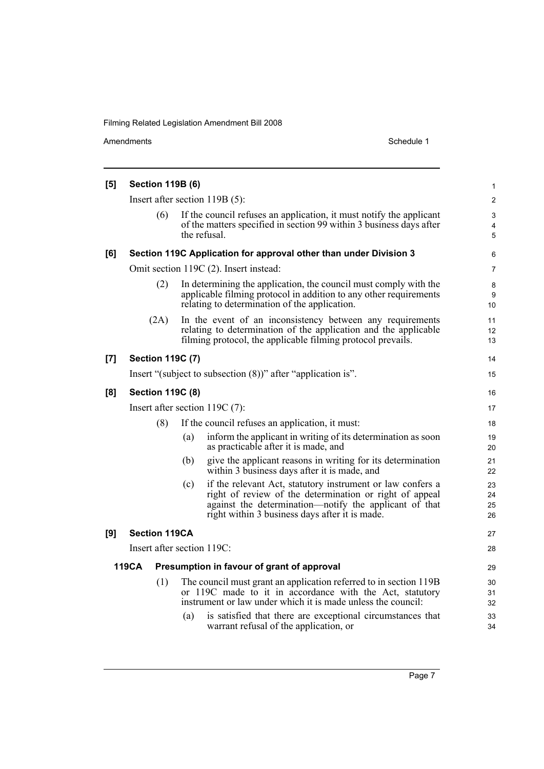**[5] Section 119B (6)**

Insert after section 119B (5):

(6) If the council refuses an application, it must notify the applicant of the matters specified in section 99 within 3 business days after the refusal.

**[6] Section 119C Application for approval other than under Division 3**

Omit section 119C (2). Insert instead:

(2) In determining the application, the council must comply with the applicable filming protocol in addition to any other requirements relating to determination of the application.

(2A) In the event of an inconsistency between any requirements relating to determination of the application and the applicable filming protocol, the applicable filming protocol prevails.

**[7] Section 119C (7)**

Insert "(subject to subsection (8))" after "application is".

**[8] Section 119C (8)**

Insert after section 119C (7):

(8) If the council refuses an application, it must:

(a) inform the applicant in writing of its determination as soon as practicable after it is made, and

(b) give the applicant reasons in writing for its determination within 3 business days after it is made, and

(c) if the relevant Act, statutory instrument or law confers a right of review of the determination or right of appeal against the determination—notify the applicant of that right within 3 business days after it is made.

**[9] Section 119CA**

Insert after section 119C:

**119CA Presumption in favour of grant of approval**

(1) The council must grant an application referred to in section 119B or 119C made to it in accordance with the Act, statutory instrument or law under which it is made unless the council:

(a) is satisfied that there are exceptional circumstances that warrant refusal of the application, or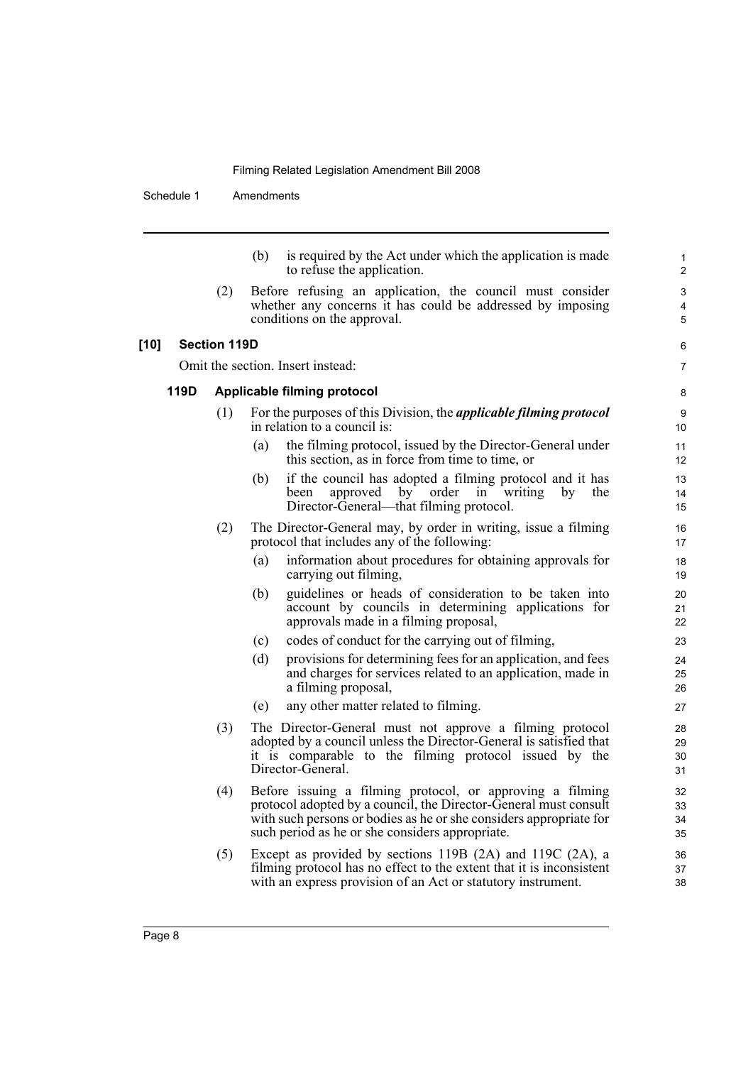(b) is required by the Act under which the application is made to refuse the application.

(2) Before refusing an application, the council must consider whether any concerns it has could be addressed by imposing conditions on the approval.

**[10] Section 119D**

Omit the section. Insert instead:

**119D Applicable filming protocol**

(1) For the purposes of this Division, the ***applicable filming protocol*** in relation to a council is:

(a) the filming protocol, issued by the Director-General under this section, as in force from time to time, or

(b) if the council has adopted a filming protocol and it has been approved by order in writing by the Director-General—that filming protocol.

(2) The Director-General may, by order in writing, issue a filming protocol that includes any of the following:

(a) information about procedures for obtaining approvals for carrying out filming,

(b) guidelines or heads of consideration to be taken into account by councils in determining applications for approvals made in a filming proposal,

(c) codes of conduct for the carrying out of filming,

(d) provisions for determining fees for an application, and fees and charges for services related to an application, made in a filming proposal,

(e) any other matter related to filming.

(3) The Director-General must not approve a filming protocol adopted by a council unless the Director-General is satisfied that it is comparable to the filming protocol issued by the Director-General.

(4) Before issuing a filming protocol, or approving a filming protocol adopted by a council, the Director-General must consult with such persons or bodies as he or she considers appropriate for such period as he or she considers appropriate.

(5) Except as provided by sections 119B (2A) and 119C (2A), a filming protocol has no effect to the extent that it is inconsistent with an express provision of an Act or statutory instrument.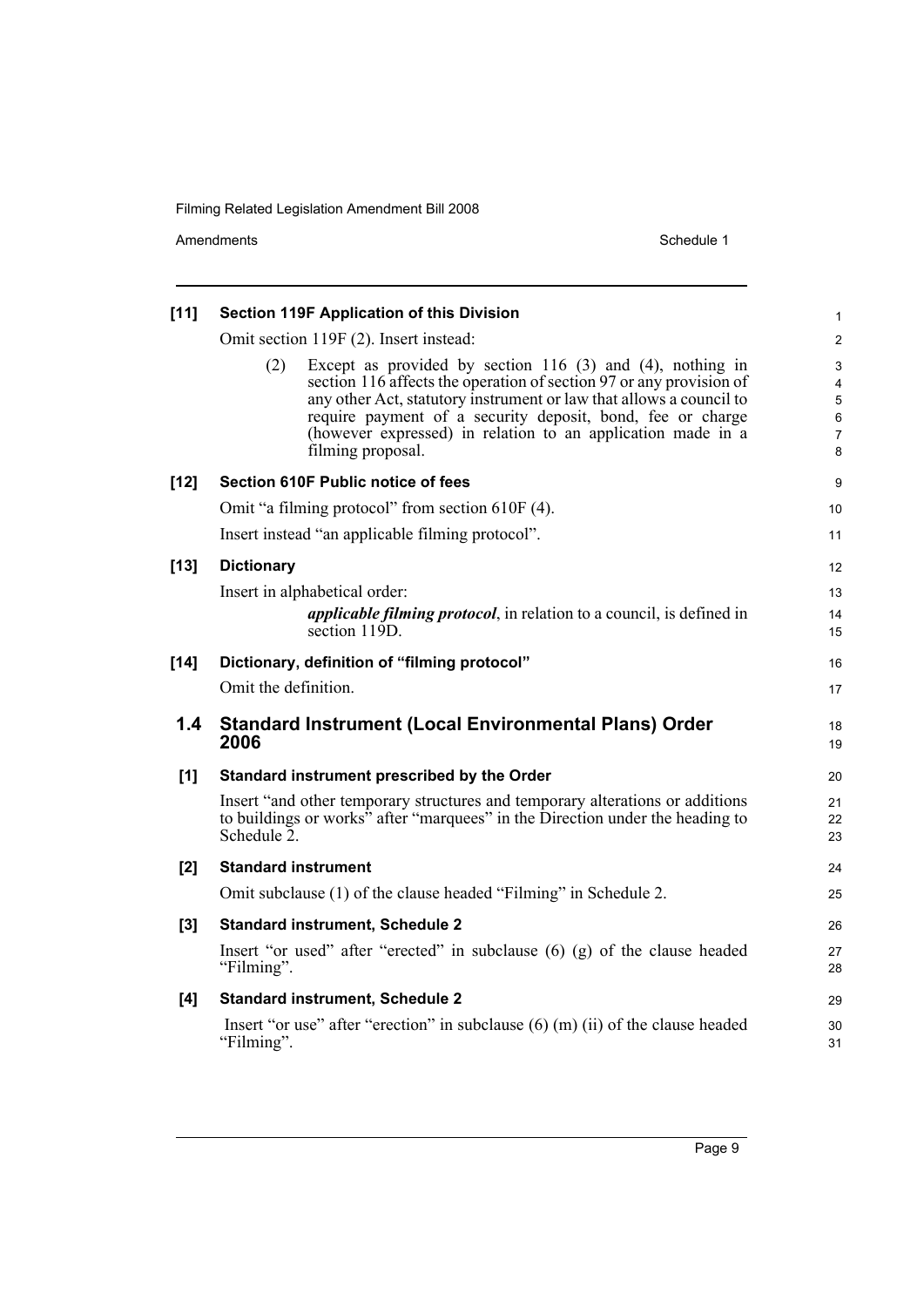**[11] Section 119F Application of this Division**

Omit section 119F (2). Insert instead:

> (2) Except as provided by section 116 (3) and (4), nothing in section 116 affects the operation of section 97 or any provision of any other Act, statutory instrument or law that allows a council to require payment of a security deposit, bond, fee or charge (however expressed) in relation to an application made in a filming proposal.

**[12] Section 610F Public notice of fees**

Omit "a filming protocol" from section 610F (4).

Insert instead "an applicable filming protocol".

**[13] Dictionary**

Insert in alphabetical order:

> ***applicable filming protocol***, in relation to a council, is defined in section 119D.

**[14] Dictionary, definition of "filming protocol"**

Omit the definition.

## 1.4 Standard Instrument (Local Environmental Plans) Order 2006

**[1] Standard instrument prescribed by the Order**

Insert "and other temporary structures and temporary alterations or additions to buildings or works" after "marquees" in the Direction under the heading to Schedule 2.

**[2] Standard instrument**

Omit subclause (1) of the clause headed "Filming" in Schedule 2.

**[3] Standard instrument, Schedule 2**

Insert "or used" after "erected" in subclause (6) (g) of the clause headed "Filming".

**[4] Standard instrument, Schedule 2**

Insert "or use" after "erection" in subclause (6) (m) (ii) of the clause headed "Filming".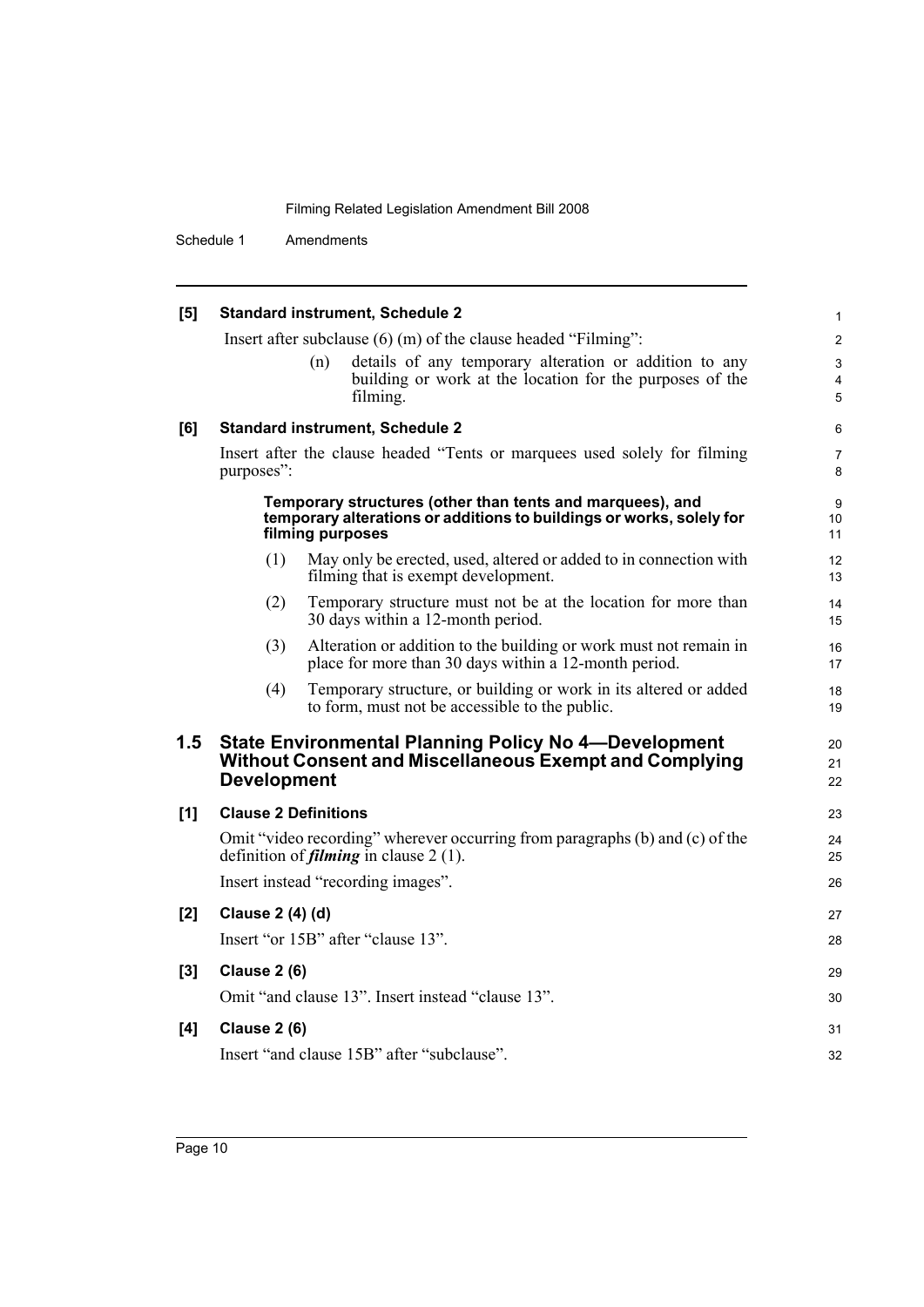**[5] Standard instrument, Schedule 2**

Insert after subclause (6) (m) of the clause headed "Filming":

(n) details of any temporary alteration or addition to any building or work at the location for the purposes of the filming.

**[6] Standard instrument, Schedule 2**

Insert after the clause headed "Tents or marquees used solely for filming purposes":

**Temporary structures (other than tents and marquees), and temporary alterations or additions to buildings or works, solely for filming purposes**

(1) May only be erected, used, altered or added to in connection with filming that is exempt development.

(2) Temporary structure must not be at the location for more than 30 days within a 12-month period.

(3) Alteration or addition to the building or work must not remain in place for more than 30 days within a 12-month period.

(4) Temporary structure, or building or work in its altered or added to form, must not be accessible to the public.

## 1.5 State Environmental Planning Policy No 4—Development Without Consent and Miscellaneous Exempt and Complying Development

**[1] Clause 2 Definitions**

Omit "video recording" wherever occurring from paragraphs (b) and (c) of the definition of ***filming*** in clause 2 (1).

Insert instead "recording images".

**[2] Clause 2 (4) (d)**

Insert "or 15B" after "clause 13".

**[3] Clause 2 (6)**

Omit "and clause 13". Insert instead "clause 13".

**[4] Clause 2 (6)**

Insert "and clause 15B" after "subclause".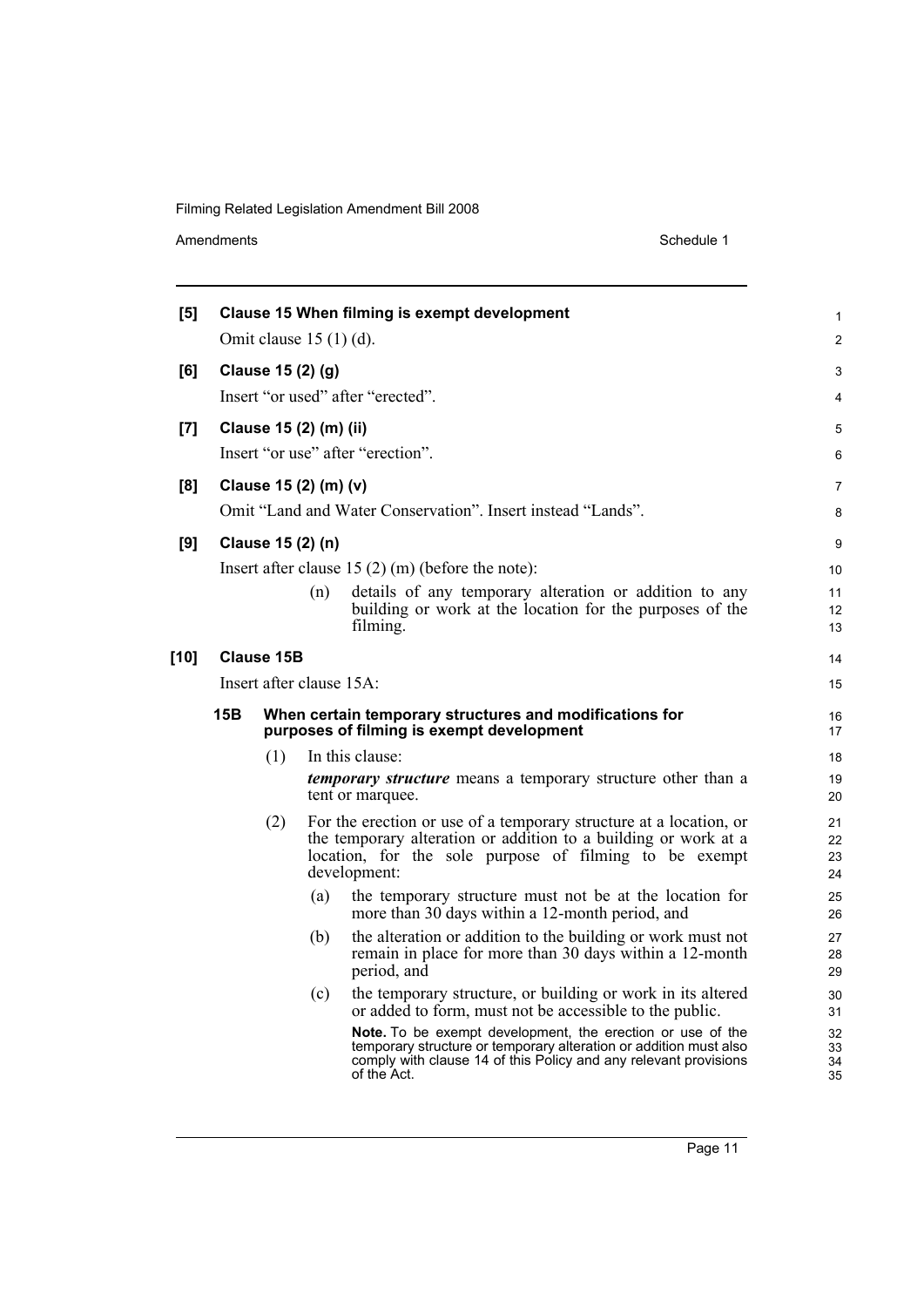**[5] Clause 15 When filming is exempt development**

Omit clause 15 (1) (d).

**[6] Clause 15 (2) (g)**

Insert "or used" after "erected".

**[7] Clause 15 (2) (m) (ii)**

Insert "or use" after "erection".

**[8] Clause 15 (2) (m) (v)**

Omit "Land and Water Conservation". Insert instead "Lands".

**[9] Clause 15 (2) (n)**

Insert after clause 15 (2) (m) (before the note):

(n) details of any temporary alteration or addition to any building or work at the location for the purposes of the filming.

**[10] Clause 15B**

Insert after clause 15A:

**15B When certain temporary structures and modifications for purposes of filming is exempt development**

(1) In this clause:

***temporary structure*** means a temporary structure other than a tent or marquee.

(2) For the erection or use of a temporary structure at a location, or the temporary alteration or addition to a building or work at a location, for the sole purpose of filming to be exempt development:

(a) the temporary structure must not be at the location for more than 30 days within a 12-month period, and

(b) the alteration or addition to the building or work must not remain in place for more than 30 days within a 12-month period, and

(c) the temporary structure, or building or work in its altered or added to form, must not be accessible to the public.

**Note.** To be exempt development, the erection or use of the temporary structure or temporary alteration or addition must also comply with clause 14 of this Policy and any relevant provisions of the Act.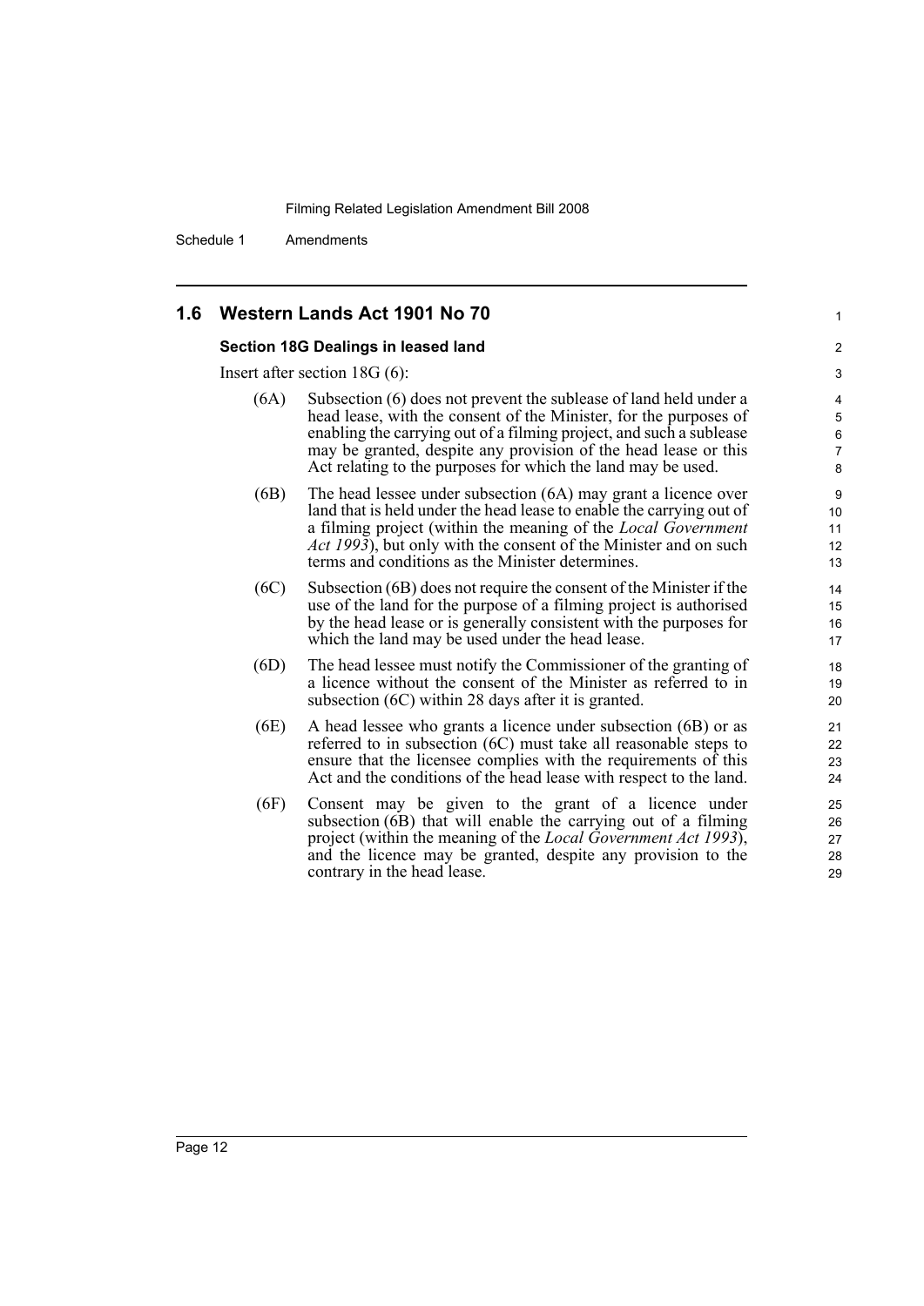## 1.6 Western Lands Act 1901 No 70

**Section 18G Dealings in leased land**

Insert after section 18G (6):

(6A) Subsection (6) does not prevent the sublease of land held under a head lease, with the consent of the Minister, for the purposes of enabling the carrying out of a filming project, and such a sublease may be granted, despite any provision of the head lease or this Act relating to the purposes for which the land may be used.

(6B) The head lessee under subsection (6A) may grant a licence over land that is held under the head lease to enable the carrying out of a filming project (within the meaning of the *Local Government Act 1993*), but only with the consent of the Minister and on such terms and conditions as the Minister determines.

(6C) Subsection (6B) does not require the consent of the Minister if the use of the land for the purpose of a filming project is authorised by the head lease or is generally consistent with the purposes for which the land may be used under the head lease.

(6D) The head lessee must notify the Commissioner of the granting of a licence without the consent of the Minister as referred to in subsection (6C) within 28 days after it is granted.

(6E) A head lessee who grants a licence under subsection (6B) or as referred to in subsection (6C) must take all reasonable steps to ensure that the licensee complies with the requirements of this Act and the conditions of the head lease with respect to the land.

(6F) Consent may be given to the grant of a licence under subsection (6B) that will enable the carrying out of a filming project (within the meaning of the *Local Government Act 1993*), and the licence may be granted, despite any provision to the contrary in the head lease.